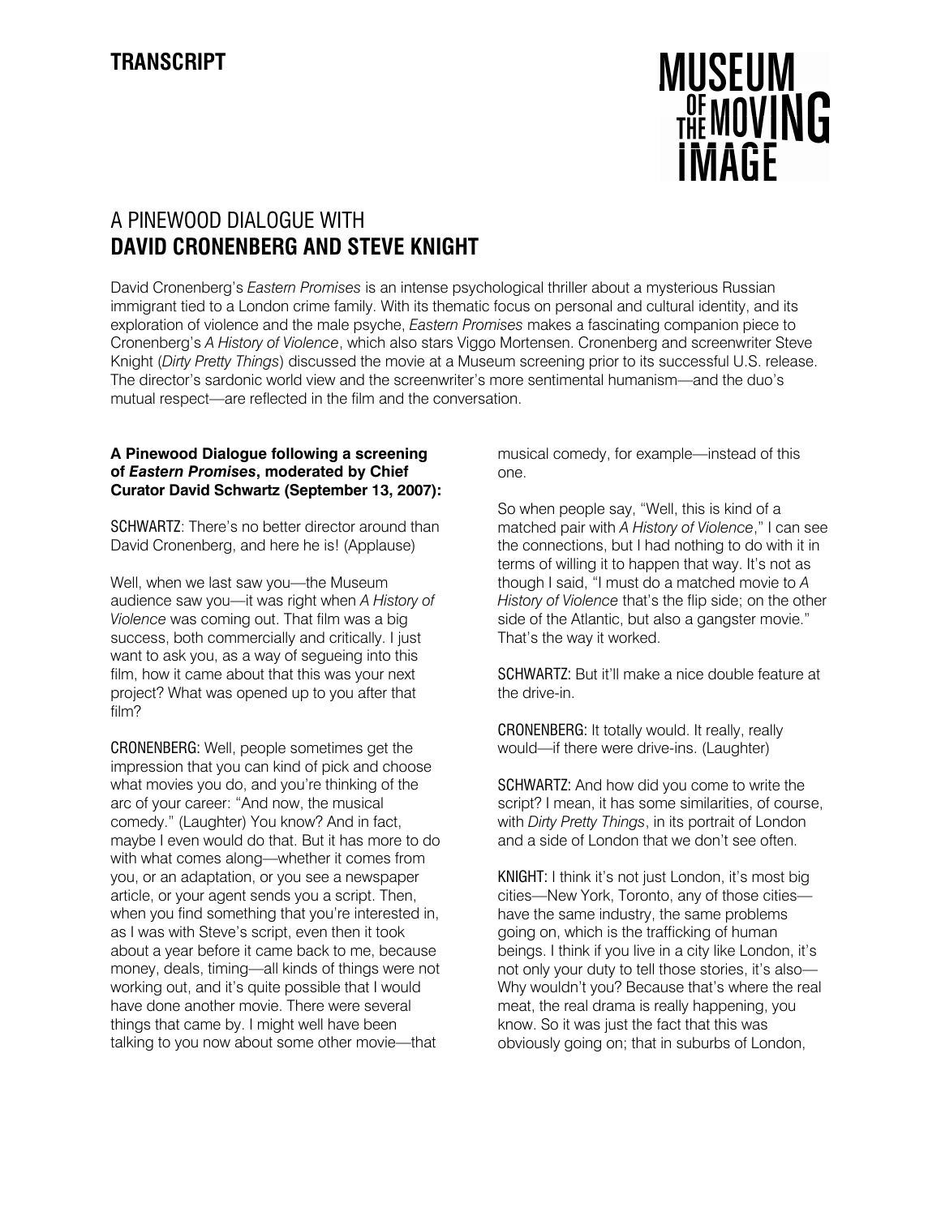**TRANSCRIPT**

MUSEUM OF THE MOVING IMAGE

# A PINEWOOD DIALOGUE WITH
# DAVID CRONENBERG AND STEVE KNIGHT

David Cronenberg's *Eastern Promises* is an intense psychological thriller about a mysterious Russian immigrant tied to a London crime family. With its thematic focus on personal and cultural identity, and its exploration of violence and the male psyche, *Eastern Promises* makes a fascinating companion piece to Cronenberg's *A History of Violence*, which also stars Viggo Mortensen. Cronenberg and screenwriter Steve Knight (*Dirty Pretty Things*) discussed the movie at a Museum screening prior to its successful U.S. release. The director's sardonic world view and the screenwriter's more sentimental humanism—and the duo's mutual respect—are reflected in the film and the conversation.

**A Pinewood Dialogue following a screening of *Eastern Promises*, moderated by Chief Curator David Schwartz (September 13, 2007):**

SCHWARTZ: There's no better director around than David Cronenberg, and here he is! (Applause)

Well, when we last saw you—the Museum audience saw you—it was right when *A History of Violence* was coming out. That film was a big success, both commercially and critically. I just want to ask you, as a way of segueing into this film, how it came about that this was your next project? What was opened up to you after that film?

CRONENBERG: Well, people sometimes get the impression that you can kind of pick and choose what movies you do, and you're thinking of the arc of your career: "And now, the musical comedy." (Laughter) You know? And in fact, maybe I even would do that. But it has more to do with what comes along—whether it comes from you, or an adaptation, or you see a newspaper article, or your agent sends you a script. Then, when you find something that you're interested in, as I was with Steve's script, even then it took about a year before it came back to me, because money, deals, timing—all kinds of things were not working out, and it's quite possible that I would have done another movie. There were several things that came by. I might well have been talking to you now about some other movie—that musical comedy, for example—instead of this one.

So when people say, "Well, this is kind of a matched pair with *A History of Violence*," I can see the connections, but I had nothing to do with it in terms of willing it to happen that way. It's not as though I said, "I must do a matched movie to *A History of Violence* that's the flip side; on the other side of the Atlantic, but also a gangster movie." That's the way it worked.

SCHWARTZ: But it'll make a nice double feature at the drive-in.

CRONENBERG: It totally would. It really, really would—if there were drive-ins. (Laughter)

SCHWARTZ: And how did you come to write the script? I mean, it has some similarities, of course, with *Dirty Pretty Things*, in its portrait of London and a side of London that we don't see often.

KNIGHT: I think it's not just London, it's most big cities—New York, Toronto, any of those cities—have the same industry, the same problems going on, which is the trafficking of human beings. I think if you live in a city like London, it's not only your duty to tell those stories, it's also—Why wouldn't you? Because that's where the real meat, the real drama is really happening, you know. So it was just the fact that this was obviously going on; that in suburbs of London,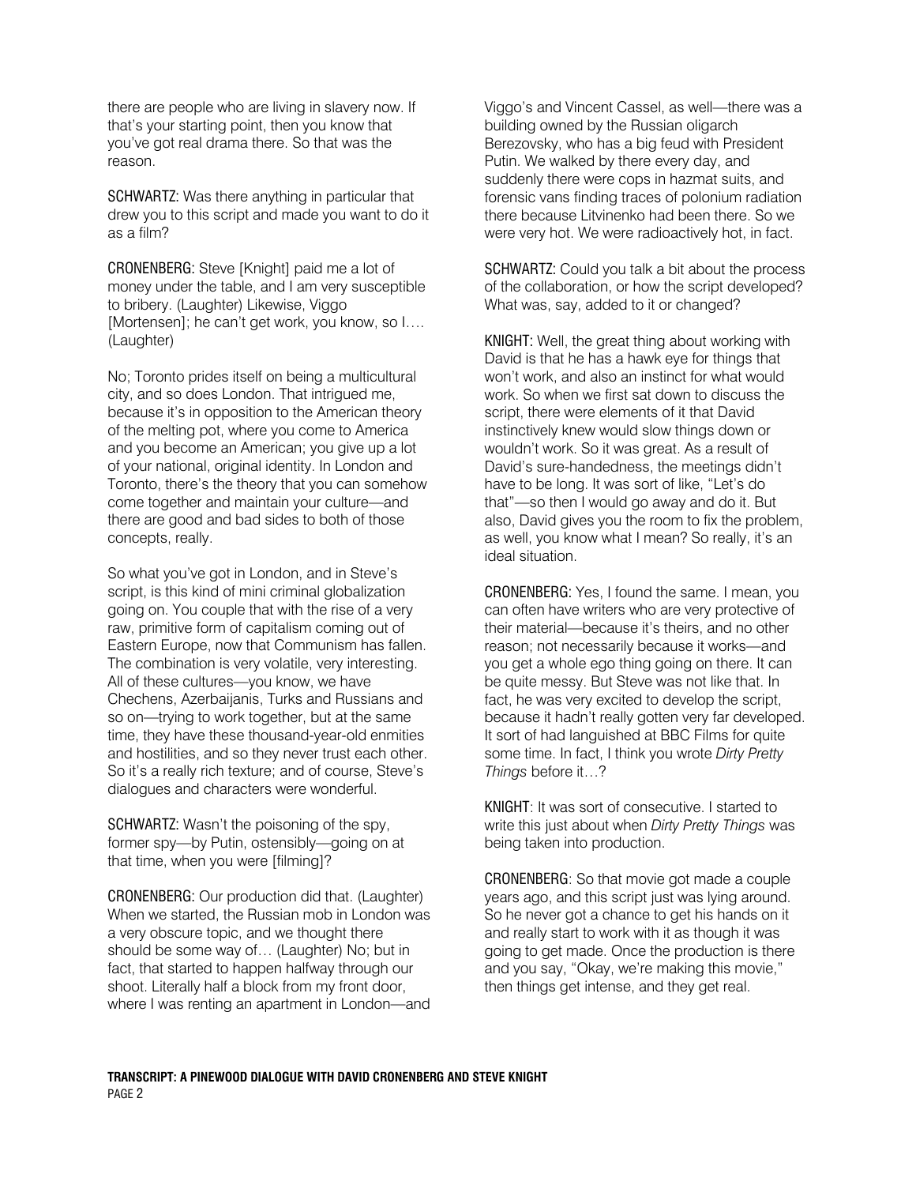there are people who are living in slavery now. If that's your starting point, then you know that you've got real drama there. So that was the reason.

SCHWARTZ: Was there anything in particular that drew you to this script and made you want to do it as a film?

CRONENBERG: Steve [Knight] paid me a lot of money under the table, and I am very susceptible to bribery. (Laughter) Likewise, Viggo [Mortensen]; he can't get work, you know, so I…. (Laughter)

No; Toronto prides itself on being a multicultural city, and so does London. That intrigued me, because it's in opposition to the American theory of the melting pot, where you come to America and you become an American; you give up a lot of your national, original identity. In London and Toronto, there's the theory that you can somehow come together and maintain your culture—and there are good and bad sides to both of those concepts, really.

So what you've got in London, and in Steve's script, is this kind of mini criminal globalization going on. You couple that with the rise of a very raw, primitive form of capitalism coming out of Eastern Europe, now that Communism has fallen. The combination is very volatile, very interesting. All of these cultures—you know, we have Chechens, Azerbaijanis, Turks and Russians and so on—trying to work together, but at the same time, they have these thousand-year-old enmities and hostilities, and so they never trust each other. So it's a really rich texture; and of course, Steve's dialogues and characters were wonderful.

SCHWARTZ: Wasn't the poisoning of the spy, former spy—by Putin, ostensibly—going on at that time, when you were [filming]?

CRONENBERG: Our production did that. (Laughter) When we started, the Russian mob in London was a very obscure topic, and we thought there should be some way of… (Laughter) No; but in fact, that started to happen halfway through our shoot. Literally half a block from my front door, where I was renting an apartment in London—and Viggo's and Vincent Cassel, as well—there was a building owned by the Russian oligarch Berezovsky, who has a big feud with President Putin. We walked by there every day, and suddenly there were cops in hazmat suits, and forensic vans finding traces of polonium radiation there because Litvinenko had been there. So we were very hot. We were radioactively hot, in fact.

SCHWARTZ: Could you talk a bit about the process of the collaboration, or how the script developed? What was, say, added to it or changed?

KNIGHT: Well, the great thing about working with David is that he has a hawk eye for things that won't work, and also an instinct for what would work. So when we first sat down to discuss the script, there were elements of it that David instinctively knew would slow things down or wouldn't work. So it was great. As a result of David's sure-handedness, the meetings didn't have to be long. It was sort of like, "Let's do that"—so then I would go away and do it. But also, David gives you the room to fix the problem, as well, you know what I mean? So really, it's an ideal situation.

CRONENBERG: Yes, I found the same. I mean, you can often have writers who are very protective of their material—because it's theirs, and no other reason; not necessarily because it works—and you get a whole ego thing going on there. It can be quite messy. But Steve was not like that. In fact, he was very excited to develop the script, because it hadn't really gotten very far developed. It sort of had languished at BBC Films for quite some time. In fact, I think you wrote *Dirty Pretty Things* before it…?

KNIGHT: It was sort of consecutive. I started to write this just about when *Dirty Pretty Things* was being taken into production.

CRONENBERG: So that movie got made a couple years ago, and this script just was lying around. So he never got a chance to get his hands on it and really start to work with it as though it was going to get made. Once the production is there and you say, "Okay, we're making this movie," then things get intense, and they get real.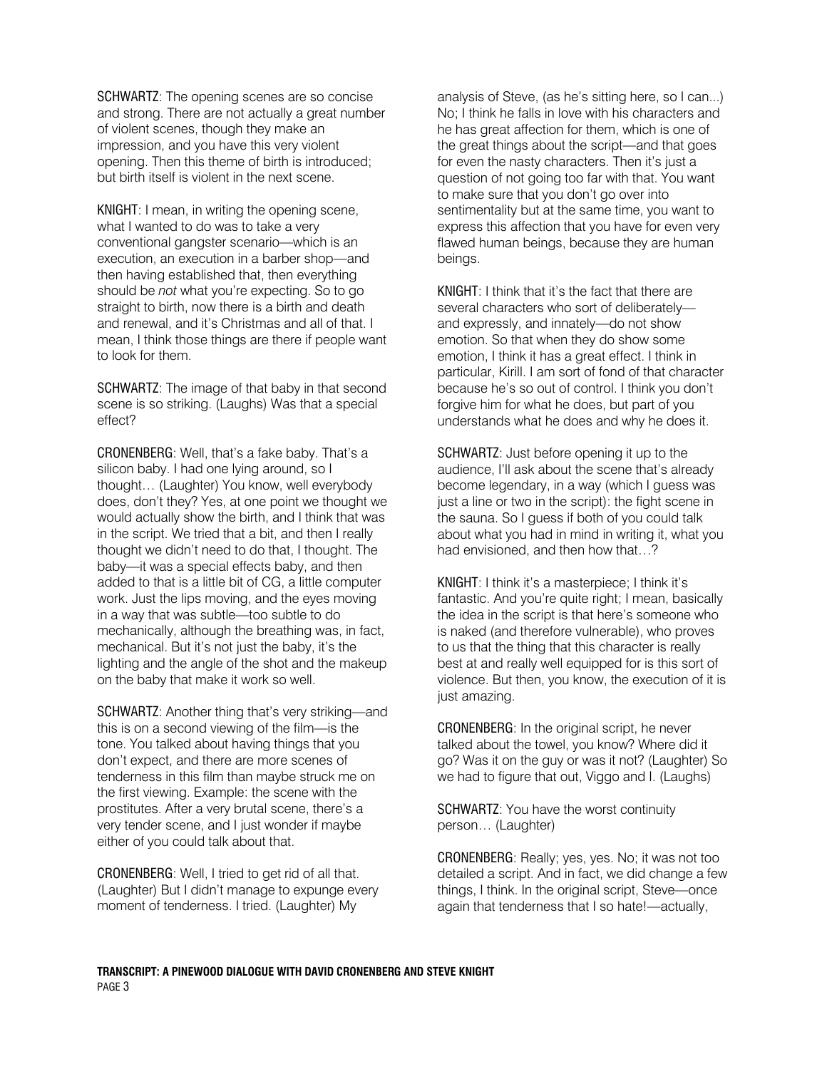**SCHWARTZ**: The opening scenes are so concise and strong. There are not actually a great number of violent scenes, though they make an impression, and you have this very violent opening. Then this theme of birth is introduced; but birth itself is violent in the next scene.

**KNIGHT**: I mean, in writing the opening scene, what I wanted to do was to take a very conventional gangster scenario—which is an execution, an execution in a barber shop—and then having established that, then everything should be *not* what you're expecting. So to go straight to birth, now there is a birth and death and renewal, and it's Christmas and all of that. I mean, I think those things are there if people want to look for them.

**SCHWARTZ**: The image of that baby in that second scene is so striking. (Laughs) Was that a special effect?

**CRONENBERG**: Well, that's a fake baby. That's a silicon baby. I had one lying around, so I thought… (Laughter) You know, well everybody does, don't they? Yes, at one point we thought we would actually show the birth, and I think that was in the script. We tried that a bit, and then I really thought we didn't need to do that, I thought. The baby—it was a special effects baby, and then added to that is a little bit of CG, a little computer work. Just the lips moving, and the eyes moving in a way that was subtle—too subtle to do mechanically, although the breathing was, in fact, mechanical. But it's not just the baby, it's the lighting and the angle of the shot and the makeup on the baby that make it work so well.

**SCHWARTZ**: Another thing that's very striking—and this is on a second viewing of the film—is the tone. You talked about having things that you don't expect, and there are more scenes of tenderness in this film than maybe struck me on the first viewing. Example: the scene with the prostitutes. After a very brutal scene, there's a very tender scene, and I just wonder if maybe either of you could talk about that.

**CRONENBERG**: Well, I tried to get rid of all that. (Laughter) But I didn't manage to expunge every moment of tenderness. I tried. (Laughter) My analysis of Steve, (as he's sitting here, so I can...) No; I think he falls in love with his characters and he has great affection for them, which is one of the great things about the script—and that goes for even the nasty characters. Then it's just a question of not going too far with that. You want to make sure that you don't go over into sentimentality but at the same time, you want to express this affection that you have for even very flawed human beings, because they are human beings.

**KNIGHT**: I think that it's the fact that there are several characters who sort of deliberately—and expressly, and innately—do not show emotion. So that when they do show some emotion, I think it has a great effect. I think in particular, Kirill. I am sort of fond of that character because he's so out of control. I think you don't forgive him for what he does, but part of you understands what he does and why he does it.

**SCHWARTZ**: Just before opening it up to the audience, I'll ask about the scene that's already become legendary, in a way (which I guess was just a line or two in the script): the fight scene in the sauna. So I guess if both of you could talk about what you had in mind in writing it, what you had envisioned, and then how that…?

**KNIGHT**: I think it's a masterpiece; I think it's fantastic. And you're quite right; I mean, basically the idea in the script is that here's someone who is naked (and therefore vulnerable), who proves to us that the thing that this character is really best at and really well equipped for is this sort of violence. But then, you know, the execution of it is just amazing.

**CRONENBERG**: In the original script, he never talked about the towel, you know? Where did it go? Was it on the guy or was it not? (Laughter) So we had to figure that out, Viggo and I. (Laughs)

**SCHWARTZ**: You have the worst continuity person… (Laughter)

**CRONENBERG**: Really; yes, yes. No; it was not too detailed a script. And in fact, we did change a few things, I think. In the original script, Steve—once again that tenderness that I so hate!—actually,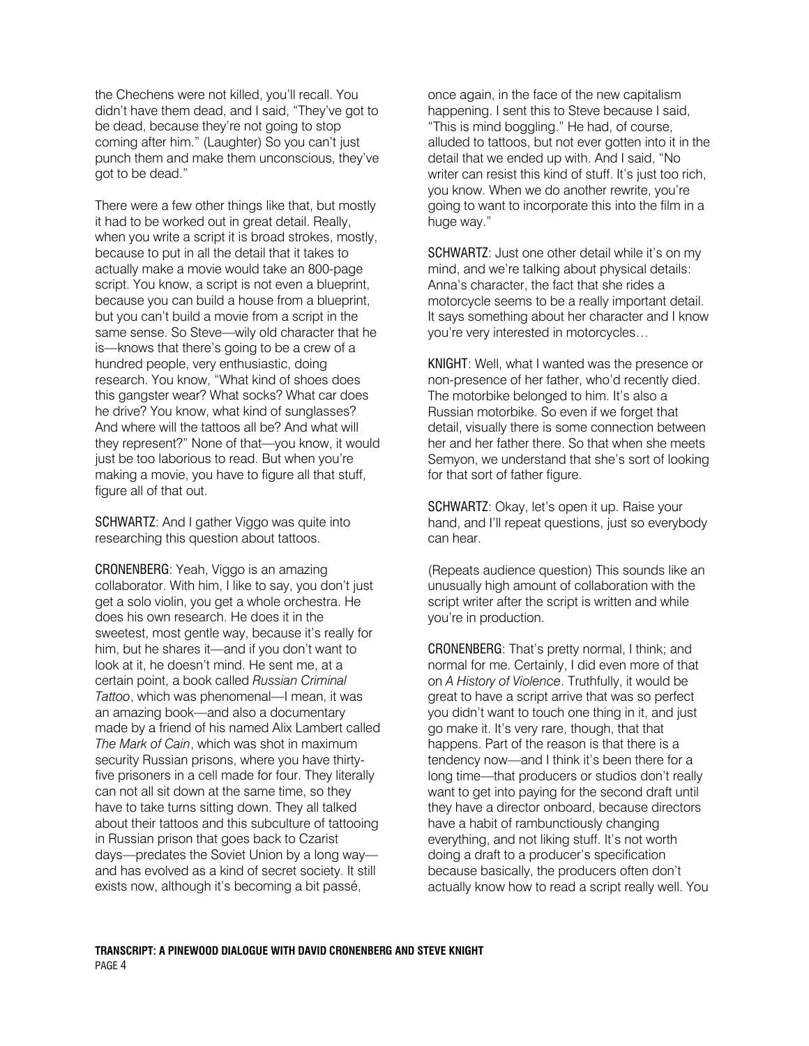the Chechens were not killed, you'll recall. You didn't have them dead, and I said, "They've got to be dead, because they're not going to stop coming after him." (Laughter) So you can't just punch them and make them unconscious, they've got to be dead."

There were a few other things like that, but mostly it had to be worked out in great detail. Really, when you write a script it is broad strokes, mostly, because to put in all the detail that it takes to actually make a movie would take an 800-page script. You know, a script is not even a blueprint, because you can build a house from a blueprint, but you can't build a movie from a script in the same sense. So Steve—wily old character that he is—knows that there's going to be a crew of a hundred people, very enthusiastic, doing research. You know, "What kind of shoes does this gangster wear? What socks? What car does he drive? You know, what kind of sunglasses? And where will the tattoos all be? And what will they represent?" None of that—you know, it would just be too laborious to read. But when you're making a movie, you have to figure all that stuff, figure all of that out.

SCHWARTZ: And I gather Viggo was quite into researching this question about tattoos.

CRONENBERG: Yeah, Viggo is an amazing collaborator. With him, I like to say, you don't just get a solo violin, you get a whole orchestra. He does his own research. He does it in the sweetest, most gentle way, because it's really for him, but he shares it—and if you don't want to look at it, he doesn't mind. He sent me, at a certain point, a book called *Russian Criminal Tattoo*, which was phenomenal—I mean, it was an amazing book—and also a documentary made by a friend of his named Alix Lambert called *The Mark of Cain*, which was shot in maximum security Russian prisons, where you have thirty-five prisoners in a cell made for four. They literally can not all sit down at the same time, so they have to take turns sitting down. They all talked about their tattoos and this subculture of tattooing in Russian prison that goes back to Czarist days—predates the Soviet Union by a long way—and has evolved as a kind of secret society. It still exists now, although it's becoming a bit passé, once again, in the face of the new capitalism happening. I sent this to Steve because I said, "This is mind boggling." He had, of course, alluded to tattoos, but not ever gotten into it in the detail that we ended up with. And I said, "No writer can resist this kind of stuff. It's just too rich, you know. When we do another rewrite, you're going to want to incorporate this into the film in a huge way."

SCHWARTZ: Just one other detail while it's on my mind, and we're talking about physical details: Anna's character, the fact that she rides a motorcycle seems to be a really important detail. It says something about her character and I know you're very interested in motorcycles…

KNIGHT: Well, what I wanted was the presence or non-presence of her father, who'd recently died. The motorbike belonged to him. It's also a Russian motorbike. So even if we forget that detail, visually there is some connection between her and her father there. So that when she meets Semyon, we understand that she's sort of looking for that sort of father figure.

SCHWARTZ: Okay, let's open it up. Raise your hand, and I'll repeat questions, just so everybody can hear.

(Repeats audience question) This sounds like an unusually high amount of collaboration with the script writer after the script is written and while you're in production.

CRONENBERG: That's pretty normal, I think; and normal for me. Certainly, I did even more of that on *A History of Violence*. Truthfully, it would be great to have a script arrive that was so perfect you didn't want to touch one thing in it, and just go make it. It's very rare, though, that that happens. Part of the reason is that there is a tendency now—and I think it's been there for a long time—that producers or studios don't really want to get into paying for the second draft until they have a director onboard, because directors have a habit of rambunctiously changing everything, and not liking stuff. It's not worth doing a draft to a producer's specification because basically, the producers often don't actually know how to read a script really well. You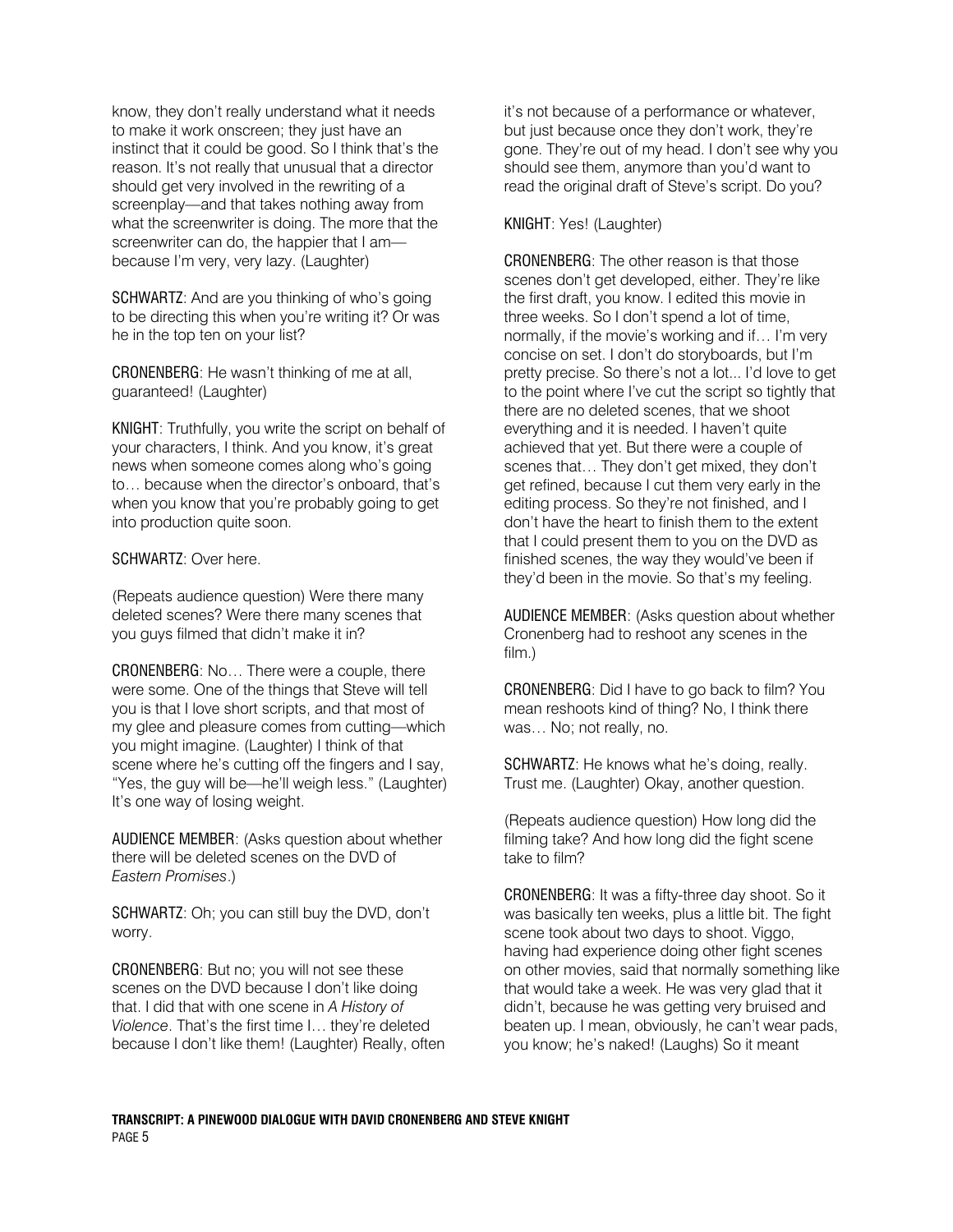know, they don't really understand what it needs to make it work onscreen; they just have an instinct that it could be good. So I think that's the reason. It's not really that unusual that a director should get very involved in the rewriting of a screenplay—and that takes nothing away from what the screenwriter is doing. The more that the screenwriter can do, the happier that I am—because I'm very, very lazy. (Laughter)

SCHWARTZ: And are you thinking of who's going to be directing this when you're writing it? Or was he in the top ten on your list?

CRONENBERG: He wasn't thinking of me at all, guaranteed! (Laughter)

KNIGHT: Truthfully, you write the script on behalf of your characters, I think. And you know, it's great news when someone comes along who's going to… because when the director's onboard, that's when you know that you're probably going to get into production quite soon.

SCHWARTZ: Over here.

(Repeats audience question) Were there many deleted scenes? Were there many scenes that you guys filmed that didn't make it in?

CRONENBERG: No… There were a couple, there were some. One of the things that Steve will tell you is that I love short scripts, and that most of my glee and pleasure comes from cutting—which you might imagine. (Laughter) I think of that scene where he's cutting off the fingers and I say, "Yes, the guy will be—he'll weigh less." (Laughter) It's one way of losing weight.

AUDIENCE MEMBER: (Asks question about whether there will be deleted scenes on the DVD of *Eastern Promises*.)

SCHWARTZ: Oh; you can still buy the DVD, don't worry.

CRONENBERG: But no; you will not see these scenes on the DVD because I don't like doing that. I did that with one scene in *A History of Violence*. That's the first time I… they're deleted because I don't like them! (Laughter) Really, often it's not because of a performance or whatever, but just because once they don't work, they're gone. They're out of my head. I don't see why you should see them, anymore than you'd want to read the original draft of Steve's script. Do you?

KNIGHT: Yes! (Laughter)

CRONENBERG: The other reason is that those scenes don't get developed, either. They're like the first draft, you know. I edited this movie in three weeks. So I don't spend a lot of time, normally, if the movie's working and if… I'm very concise on set. I don't do storyboards, but I'm pretty precise. So there's not a lot... I'd love to get to the point where I've cut the script so tightly that there are no deleted scenes, that we shoot everything and it is needed. I haven't quite achieved that yet. But there were a couple of scenes that… They don't get mixed, they don't get refined, because I cut them very early in the editing process. So they're not finished, and I don't have the heart to finish them to the extent that I could present them to you on the DVD as finished scenes, the way they would've been if they'd been in the movie. So that's my feeling.

AUDIENCE MEMBER: (Asks question about whether Cronenberg had to reshoot any scenes in the film.)

CRONENBERG: Did I have to go back to film? You mean reshoots kind of thing? No, I think there was… No; not really, no.

SCHWARTZ: He knows what he's doing, really. Trust me. (Laughter) Okay, another question.

(Repeats audience question) How long did the filming take? And how long did the fight scene take to film?

CRONENBERG: It was a fifty-three day shoot. So it was basically ten weeks, plus a little bit. The fight scene took about two days to shoot. Viggo, having had experience doing other fight scenes on other movies, said that normally something like that would take a week. He was very glad that it didn't, because he was getting very bruised and beaten up. I mean, obviously, he can't wear pads, you know; he's naked! (Laughs) So it meant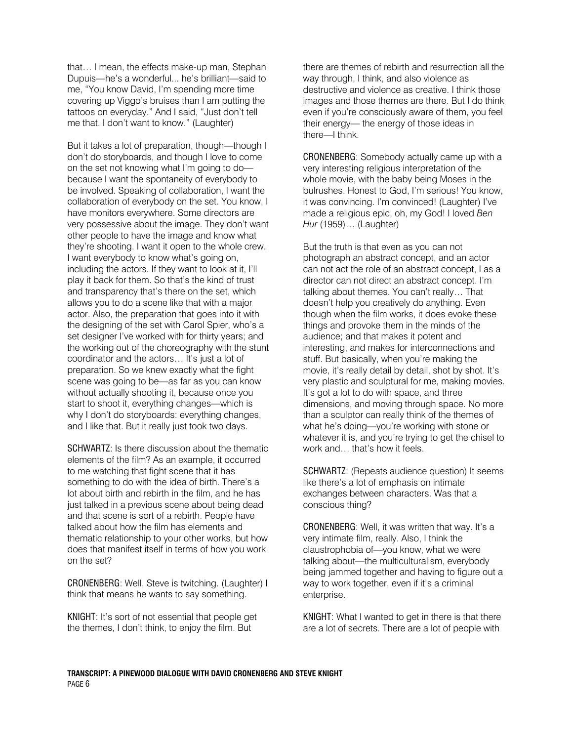that… I mean, the effects make-up man, Stephan Dupuis—he's a wonderful... he's brilliant—said to me, "You know David, I'm spending more time covering up Viggo's bruises than I am putting the tattoos on everyday." And I said, "Just don't tell me that. I don't want to know." (Laughter)

But it takes a lot of preparation, though—though I don't do storyboards, and though I love to come on the set not knowing what I'm going to do—because I want the spontaneity of everybody to be involved. Speaking of collaboration, I want the collaboration of everybody on the set. You know, I have monitors everywhere. Some directors are very possessive about the image. They don't want other people to have the image and know what they're shooting. I want it open to the whole crew. I want everybody to know what's going on, including the actors. If they want to look at it, I'll play it back for them. So that's the kind of trust and transparency that's there on the set, which allows you to do a scene like that with a major actor. Also, the preparation that goes into it with the designing of the set with Carol Spier, who's a set designer I've worked with for thirty years; and the working out of the choreography with the stunt coordinator and the actors… It's just a lot of preparation. So we knew exactly what the fight scene was going to be—as far as you can know without actually shooting it, because once you start to shoot it, everything changes—which is why I don't do storyboards: everything changes, and I like that. But it really just took two days.

SCHWARTZ: Is there discussion about the thematic elements of the film? As an example, it occurred to me watching that fight scene that it has something to do with the idea of birth. There's a lot about birth and rebirth in the film, and he has just talked in a previous scene about being dead and that scene is sort of a rebirth. People have talked about how the film has elements and thematic relationship to your other works, but how does that manifest itself in terms of how you work on the set?

CRONENBERG: Well, Steve is twitching. (Laughter) I think that means he wants to say something.

KNIGHT: It's sort of not essential that people get the themes, I don't think, to enjoy the film. But there are themes of rebirth and resurrection all the way through, I think, and also violence as destructive and violence as creative. I think those images and those themes are there. But I do think even if you're consciously aware of them, you feel their energy— the energy of those ideas in there—I think.

CRONENBERG: Somebody actually came up with a very interesting religious interpretation of the whole movie, with the baby being Moses in the bulrushes. Honest to God, I'm serious! You know, it was convincing. I'm convinced! (Laughter) I've made a religious epic, oh, my God! I loved *Ben Hur* (1959)… (Laughter)

But the truth is that even as you can not photograph an abstract concept, and an actor can not act the role of an abstract concept, I as a director can not direct an abstract concept. I'm talking about themes. You can't really… That doesn't help you creatively do anything. Even though when the film works, it does evoke these things and provoke them in the minds of the audience; and that makes it potent and interesting, and makes for interconnections and stuff. But basically, when you're making the movie, it's really detail by detail, shot by shot. It's very plastic and sculptural for me, making movies. It's got a lot to do with space, and three dimensions, and moving through space. No more than a sculptor can really think of the themes of what he's doing—you're working with stone or whatever it is, and you're trying to get the chisel to work and… that's how it feels.

SCHWARTZ: (Repeats audience question) It seems like there's a lot of emphasis on intimate exchanges between characters. Was that a conscious thing?

CRONENBERG: Well, it was written that way. It's a very intimate film, really. Also, I think the claustrophobia of—you know, what we were talking about—the multiculturalism, everybody being jammed together and having to figure out a way to work together, even if it's a criminal enterprise.

KNIGHT: What I wanted to get in there is that there are a lot of secrets. There are a lot of people with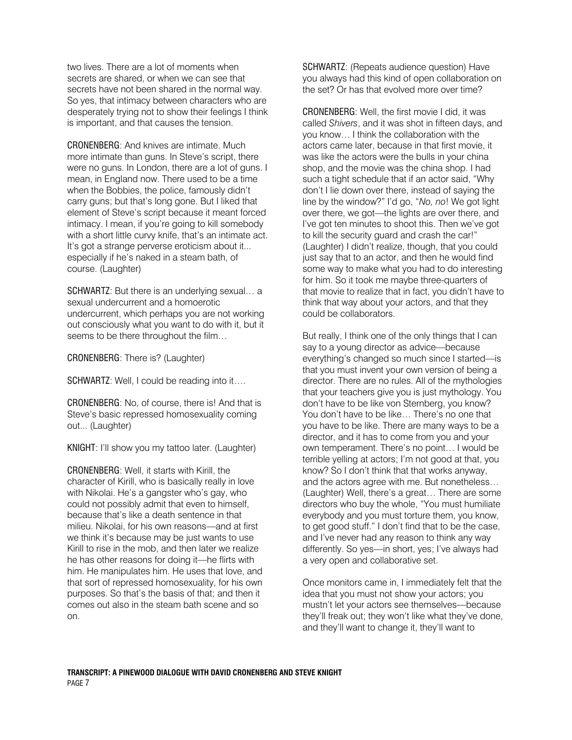two lives. There are a lot of moments when secrets are shared, or when we can see that secrets have not been shared in the normal way. So yes, that intimacy between characters who are desperately trying not to show their feelings I think is important, and that causes the tension.

CRONENBERG: And knives are intimate. Much more intimate than guns. In Steve's script, there were no guns. In London, there are a lot of guns. I mean, in England now. There used to be a time when the Bobbies, the police, famously didn't carry guns; but that's long gone. But I liked that element of Steve's script because it meant forced intimacy. I mean, if you're going to kill somebody with a short little curvy knife, that's an intimate act. It's got a strange perverse eroticism about it... especially if he's naked in a steam bath, of course. (Laughter)

SCHWARTZ: But there is an underlying sexual… a sexual undercurrent and a homoerotic undercurrent, which perhaps you are not working out consciously what you want to do with it, but it seems to be there throughout the film…

CRONENBERG: There is? (Laughter)

SCHWARTZ: Well, I could be reading into it….

CRONENBERG: No, of course, there is! And that is Steve's basic repressed homosexuality coming out... (Laughter)

KNIGHT: I'll show you my tattoo later. (Laughter)

CRONENBERG: Well, it starts with Kirill, the character of Kirill, who is basically really in love with Nikolai. He's a gangster who's gay, who could not possibly admit that even to himself, because that's like a death sentence in that milieu. Nikolai, for his own reasons—and at first we think it's because may be just wants to use Kirill to rise in the mob, and then later we realize he has other reasons for doing it—he flirts with him. He manipulates him. He uses that love, and that sort of repressed homosexuality, for his own purposes. So that's the basis of that; and then it comes out also in the steam bath scene and so on.

SCHWARTZ: (Repeats audience question) Have you always had this kind of open collaboration on the set? Or has that evolved more over time?

CRONENBERG: Well, the first movie I did, it was called *Shivers*, and it was shot in fifteen days, and you know… I think the collaboration with the actors came later, because in that first movie, it was like the actors were the bulls in your china shop, and the movie was the china shop. I had such a tight schedule that if an actor said, "Why don't I lie down over there, instead of saying the line by the window?" I'd go, "*No, no*! We got light over there, we got—the lights are over there, and I've got ten minutes to shoot this. Then we've got to kill the security guard and crash the car!" (Laughter) I didn't realize, though, that you could just say that to an actor, and then he would find some way to make what you had to do interesting for him. So it took me maybe three-quarters of that movie to realize that in fact, you didn't have to think that way about your actors, and that they could be collaborators.

But really, I think one of the only things that I can say to a young director as advice—because everything's changed so much since I started—is that you must invent your own version of being a director. There are no rules. All of the mythologies that your teachers give you is just mythology. You don't have to be like von Sternberg, you know? You don't have to be like… There's no one that you have to be like. There are many ways to be a director, and it has to come from you and your own temperament. There's no point… I would be terrible yelling at actors; I'm not good at that, you know? So I don't think that that works anyway, and the actors agree with me. But nonetheless… (Laughter) Well, there's a great… There are some directors who buy the whole, "You must humiliate everybody and you must torture them, you know, to get good stuff." I don't find that to be the case, and I've never had any reason to think any way differently. So yes—in short, yes; I've always had a very open and collaborative set.

Once monitors came in, I immediately felt that the idea that you must not show your actors; you mustn't let your actors see themselves—because they'll freak out; they won't like what they've done, and they'll want to change it, they'll want to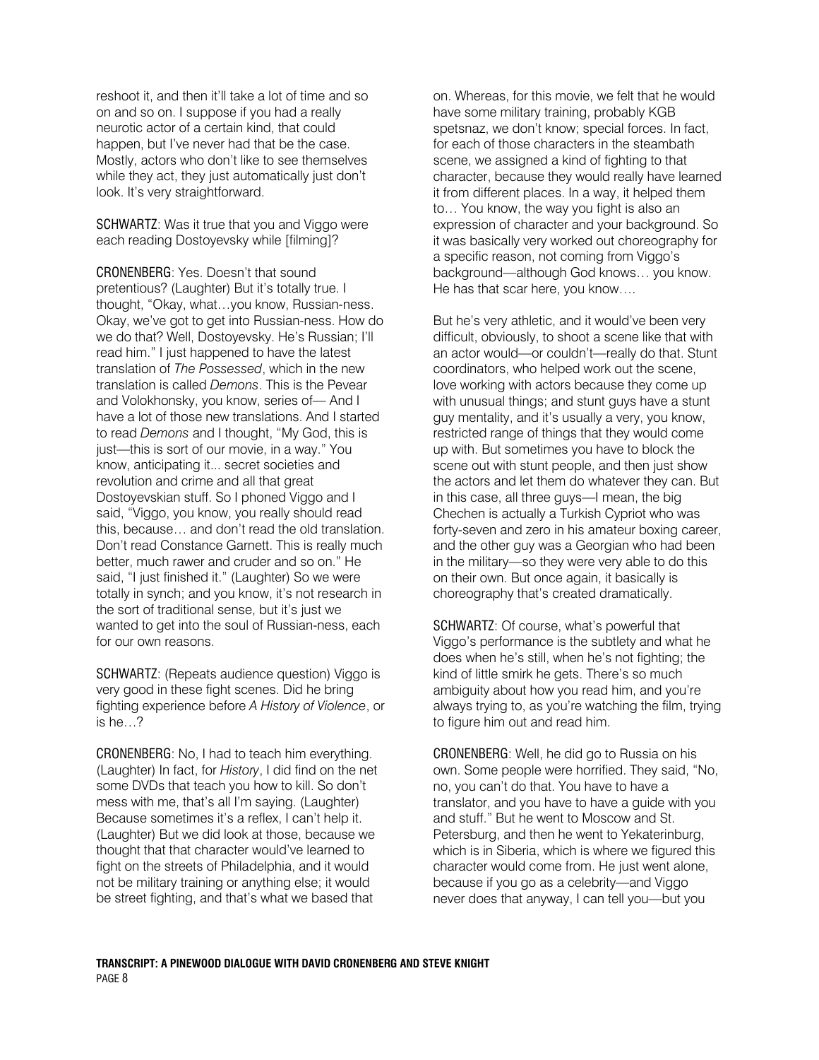reshoot it, and then it'll take a lot of time and so on and so on. I suppose if you had a really neurotic actor of a certain kind, that could happen, but I've never had that be the case. Mostly, actors who don't like to see themselves while they act, they just automatically just don't look. It's very straightforward.

**SCHWARTZ**: Was it true that you and Viggo were each reading Dostoyevsky while [filming]?

**CRONENBERG**: Yes. Doesn't that sound pretentious? (Laughter) But it's totally true. I thought, "Okay, what…you know, Russian-ness. Okay, we've got to get into Russian-ness. How do we do that? Well, Dostoyevsky. He's Russian; I'll read him." I just happened to have the latest translation of *The Possessed*, which in the new translation is called *Demons*. This is the Pevear and Volokhonsky, you know, series of— And I have a lot of those new translations. And I started to read *Demons* and I thought, "My God, this is just—this is sort of our movie, in a way." You know, anticipating it... secret societies and revolution and crime and all that great Dostoyevskian stuff. So I phoned Viggo and I said, "Viggo, you know, you really should read this, because… and don't read the old translation. Don't read Constance Garnett. This is really much better, much rawer and cruder and so on." He said, "I just finished it." (Laughter) So we were totally in synch; and you know, it's not research in the sort of traditional sense, but it's just we wanted to get into the soul of Russian-ness, each for our own reasons.

**SCHWARTZ**: (Repeats audience question) Viggo is very good in these fight scenes. Did he bring fighting experience before *A History of Violence*, or is he…?

**CRONENBERG**: No, I had to teach him everything. (Laughter) In fact, for *History*, I did find on the net some DVDs that teach you how to kill. So don't mess with me, that's all I'm saying. (Laughter) Because sometimes it's a reflex, I can't help it. (Laughter) But we did look at those, because we thought that that character would've learned to fight on the streets of Philadelphia, and it would not be military training or anything else; it would be street fighting, and that's what we based that on. Whereas, for this movie, we felt that he would have some military training, probably KGB spetsnaz, we don't know; special forces. In fact, for each of those characters in the steambath scene, we assigned a kind of fighting to that character, because they would really have learned it from different places. In a way, it helped them to… You know, the way you fight is also an expression of character and your background. So it was basically very worked out choreography for a specific reason, not coming from Viggo's background—although God knows… you know. He has that scar here, you know….

But he's very athletic, and it would've been very difficult, obviously, to shoot a scene like that with an actor would—or couldn't—really do that. Stunt coordinators, who helped work out the scene, love working with actors because they come up with unusual things; and stunt guys have a stunt guy mentality, and it's usually a very, you know, restricted range of things that they would come up with. But sometimes you have to block the scene out with stunt people, and then just show the actors and let them do whatever they can. But in this case, all three guys—I mean, the big Chechen is actually a Turkish Cypriot who was forty-seven and zero in his amateur boxing career, and the other guy was a Georgian who had been in the military—so they were very able to do this on their own. But once again, it basically is choreography that's created dramatically.

**SCHWARTZ**: Of course, what's powerful that Viggo's performance is the subtlety and what he does when he's still, when he's not fighting; the kind of little smirk he gets. There's so much ambiguity about how you read him, and you're always trying to, as you're watching the film, trying to figure him out and read him.

**CRONENBERG**: Well, he did go to Russia on his own. Some people were horrified. They said, "No, no, you can't do that. You have to have a translator, and you have to have a guide with you and stuff." But he went to Moscow and St. Petersburg, and then he went to Yekaterinburg, which is in Siberia, which is where we figured this character would come from. He just went alone, because if you go as a celebrity—and Viggo never does that anyway, I can tell you—but you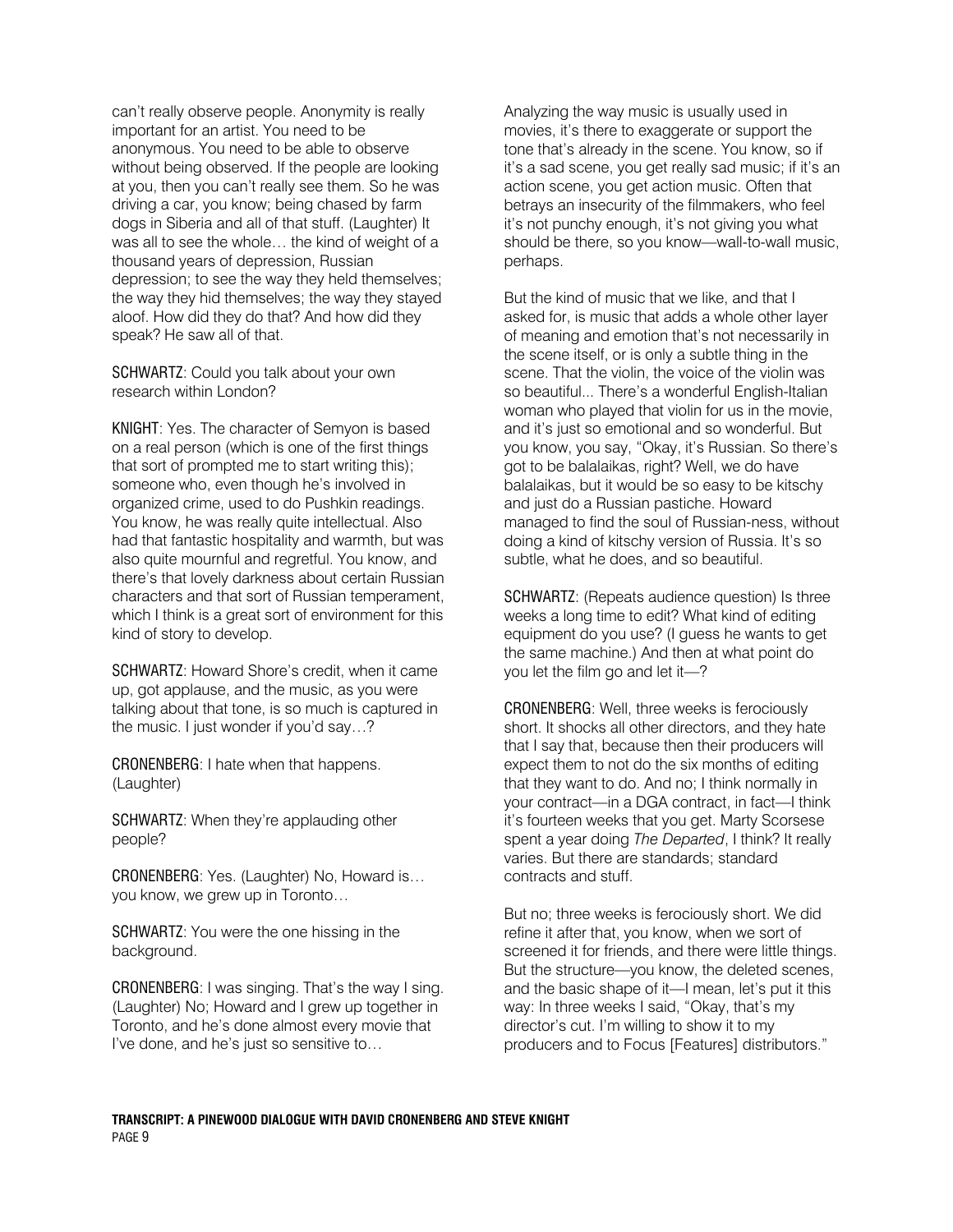can't really observe people. Anonymity is really important for an artist. You need to be anonymous. You need to be able to observe without being observed. If the people are looking at you, then you can't really see them. So he was driving a car, you know; being chased by farm dogs in Siberia and all of that stuff. (Laughter) It was all to see the whole… the kind of weight of a thousand years of depression, Russian depression; to see the way they held themselves; the way they hid themselves; the way they stayed aloof. How did they do that? And how did they speak? He saw all of that.

SCHWARTZ: Could you talk about your own research within London?

KNIGHT: Yes. The character of Semyon is based on a real person (which is one of the first things that sort of prompted me to start writing this); someone who, even though he's involved in organized crime, used to do Pushkin readings. You know, he was really quite intellectual. Also had that fantastic hospitality and warmth, but was also quite mournful and regretful. You know, and there's that lovely darkness about certain Russian characters and that sort of Russian temperament, which I think is a great sort of environment for this kind of story to develop.

SCHWARTZ: Howard Shore's credit, when it came up, got applause, and the music, as you were talking about that tone, is so much is captured in the music. I just wonder if you'd say…?

CRONENBERG: I hate when that happens. (Laughter)

SCHWARTZ: When they're applauding other people?

CRONENBERG: Yes. (Laughter) No, Howard is… you know, we grew up in Toronto…

SCHWARTZ: You were the one hissing in the background.

CRONENBERG: I was singing. That's the way I sing. (Laughter) No; Howard and I grew up together in Toronto, and he's done almost every movie that I've done, and he's just so sensitive to…

Analyzing the way music is usually used in movies, it's there to exaggerate or support the tone that's already in the scene. You know, so if it's a sad scene, you get really sad music; if it's an action scene, you get action music. Often that betrays an insecurity of the filmmakers, who feel it's not punchy enough, it's not giving you what should be there, so you know—wall-to-wall music, perhaps.

But the kind of music that we like, and that I asked for, is music that adds a whole other layer of meaning and emotion that's not necessarily in the scene itself, or is only a subtle thing in the scene. That the violin, the voice of the violin was so beautiful... There's a wonderful English-Italian woman who played that violin for us in the movie, and it's just so emotional and so wonderful. But you know, you say, "Okay, it's Russian. So there's got to be balalaikas, right? Well, we do have balalaikas, but it would be so easy to be kitschy and just do a Russian pastiche. Howard managed to find the soul of Russian-ness, without doing a kind of kitschy version of Russia. It's so subtle, what he does, and so beautiful.

SCHWARTZ: (Repeats audience question) Is three weeks a long time to edit? What kind of editing equipment do you use? (I guess he wants to get the same machine.) And then at what point do you let the film go and let it—?

CRONENBERG: Well, three weeks is ferociously short. It shocks all other directors, and they hate that I say that, because then their producers will expect them to not do the six months of editing that they want to do. And no; I think normally in your contract—in a DGA contract, in fact—I think it's fourteen weeks that you get. Marty Scorsese spent a year doing *The Departed*, I think? It really varies. But there are standards; standard contracts and stuff.

But no; three weeks is ferociously short. We did refine it after that, you know, when we sort of screened it for friends, and there were little things. But the structure—you know, the deleted scenes, and the basic shape of it—I mean, let's put it this way: In three weeks I said, "Okay, that's my director's cut. I'm willing to show it to my producers and to Focus [Features] distributors."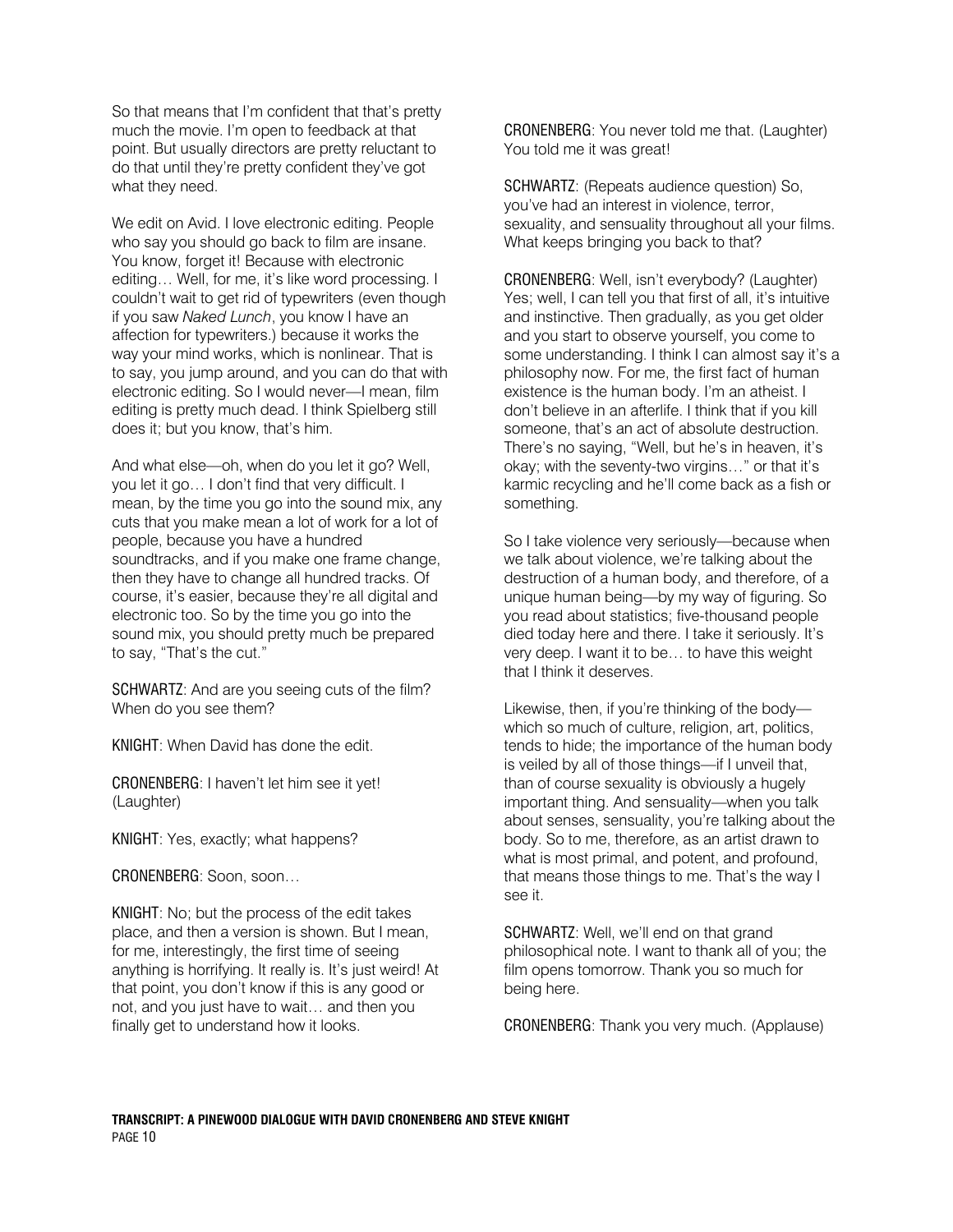So that means that I'm confident that that's pretty much the movie. I'm open to feedback at that point. But usually directors are pretty reluctant to do that until they're pretty confident they've got what they need.

We edit on Avid. I love electronic editing. People who say you should go back to film are insane. You know, forget it! Because with electronic editing… Well, for me, it's like word processing. I couldn't wait to get rid of typewriters (even though if you saw *Naked Lunch*, you know I have an affection for typewriters.) because it works the way your mind works, which is nonlinear. That is to say, you jump around, and you can do that with electronic editing. So I would never—I mean, film editing is pretty much dead. I think Spielberg still does it; but you know, that's him.

And what else—oh, when do you let it go? Well, you let it go… I don't find that very difficult. I mean, by the time you go into the sound mix, any cuts that you make mean a lot of work for a lot of people, because you have a hundred soundtracks, and if you make one frame change, then they have to change all hundred tracks. Of course, it's easier, because they're all digital and electronic too. So by the time you go into the sound mix, you should pretty much be prepared to say, "That's the cut."

SCHWARTZ: And are you seeing cuts of the film? When do you see them?

KNIGHT: When David has done the edit.

CRONENBERG: I haven't let him see it yet! (Laughter)

KNIGHT: Yes, exactly; what happens?

CRONENBERG: Soon, soon…

KNIGHT: No; but the process of the edit takes place, and then a version is shown. But I mean, for me, interestingly, the first time of seeing anything is horrifying. It really is. It's just weird! At that point, you don't know if this is any good or not, and you just have to wait… and then you finally get to understand how it looks.

CRONENBERG: You never told me that. (Laughter) You told me it was great!

SCHWARTZ: (Repeats audience question) So, you've had an interest in violence, terror, sexuality, and sensuality throughout all your films. What keeps bringing you back to that?

CRONENBERG: Well, isn't everybody? (Laughter) Yes; well, I can tell you that first of all, it's intuitive and instinctive. Then gradually, as you get older and you start to observe yourself, you come to some understanding. I think I can almost say it's a philosophy now. For me, the first fact of human existence is the human body. I'm an atheist. I don't believe in an afterlife. I think that if you kill someone, that's an act of absolute destruction. There's no saying, "Well, but he's in heaven, it's okay; with the seventy-two virgins…" or that it's karmic recycling and he'll come back as a fish or something.

So I take violence very seriously—because when we talk about violence, we're talking about the destruction of a human body, and therefore, of a unique human being—by my way of figuring. So you read about statistics; five-thousand people died today here and there. I take it seriously. It's very deep. I want it to be… to have this weight that I think it deserves.

Likewise, then, if you're thinking of the body—which so much of culture, religion, art, politics, tends to hide; the importance of the human body is veiled by all of those things—if I unveil that, than of course sexuality is obviously a hugely important thing. And sensuality—when you talk about senses, sensuality, you're talking about the body. So to me, therefore, as an artist drawn to what is most primal, and potent, and profound, that means those things to me. That's the way I see it.

SCHWARTZ: Well, we'll end on that grand philosophical note. I want to thank all of you; the film opens tomorrow. Thank you so much for being here.

CRONENBERG: Thank you very much. (Applause)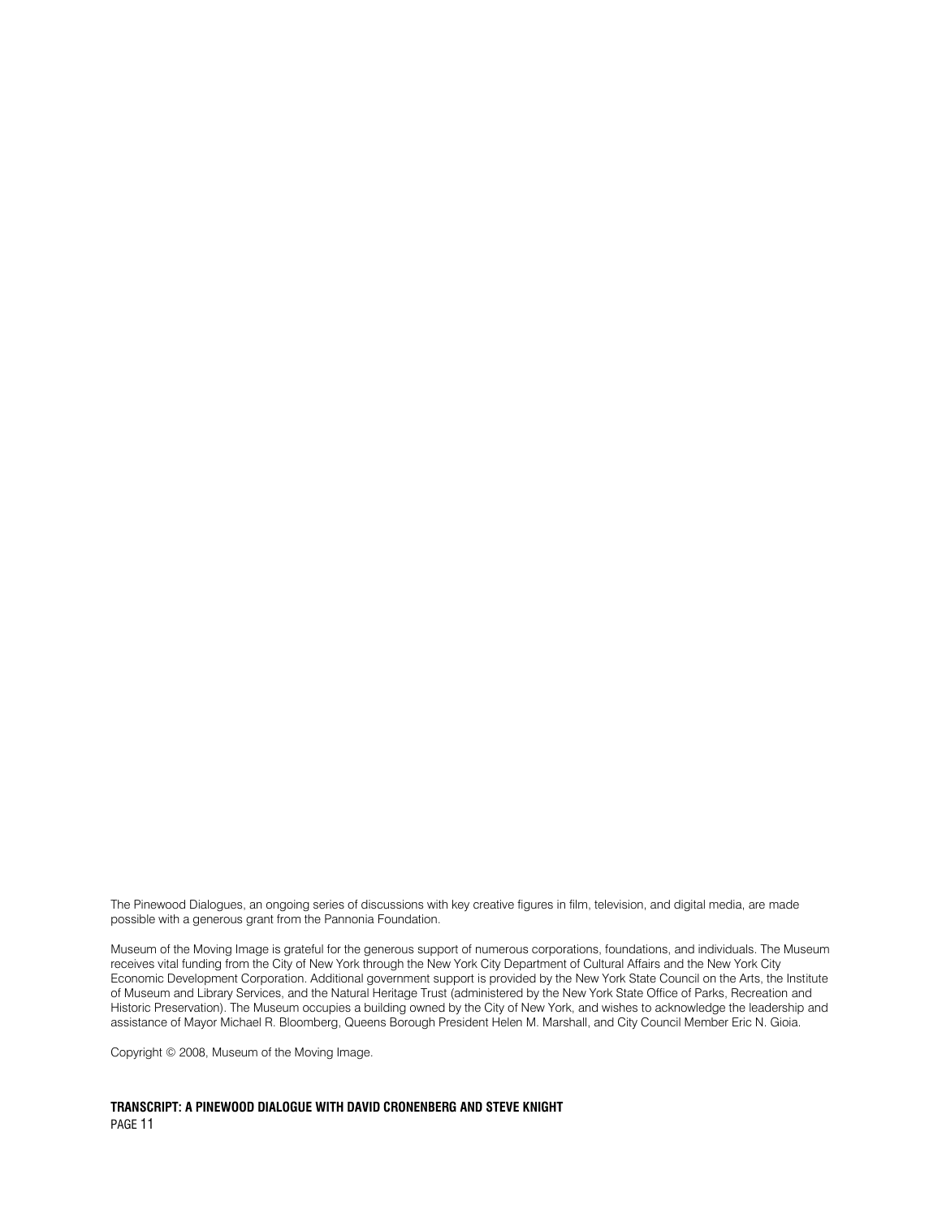The Pinewood Dialogues, an ongoing series of discussions with key creative figures in film, television, and digital media, are made possible with a generous grant from the Pannonia Foundation.

Museum of the Moving Image is grateful for the generous support of numerous corporations, foundations, and individuals. The Museum receives vital funding from the City of New York through the New York City Department of Cultural Affairs and the New York City Economic Development Corporation. Additional government support is provided by the New York State Council on the Arts, the Institute of Museum and Library Services, and the Natural Heritage Trust (administered by the New York State Office of Parks, Recreation and Historic Preservation). The Museum occupies a building owned by the City of New York, and wishes to acknowledge the leadership and assistance of Mayor Michael R. Bloomberg, Queens Borough President Helen M. Marshall, and City Council Member Eric N. Gioia.

Copyright © 2008, Museum of the Moving Image.